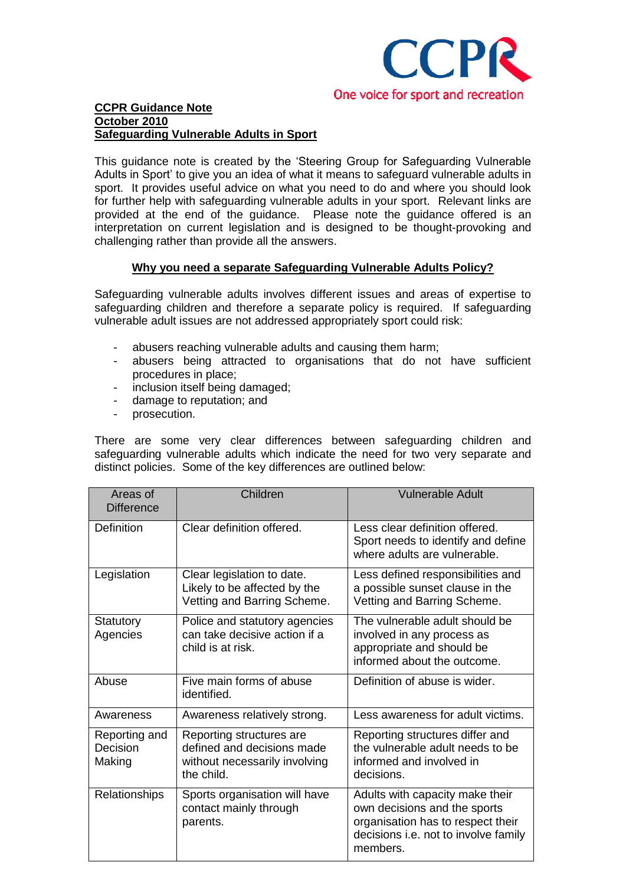CCPR

One voice for sport and recreation

**CCPR Guidance Note**
**October 2010**
**Safeguarding Vulnerable Adults in Sport**

This guidance note is created by the 'Steering Group for Safeguarding Vulnerable Adults in Sport' to give you an idea of what it means to safeguard vulnerable adults in sport. It provides useful advice on what you need to do and where you should look for further help with safeguarding vulnerable adults in your sport. Relevant links are provided at the end of the guidance. Please note the guidance offered is an interpretation on current legislation and is designed to be thought-provoking and challenging rather than provide all the answers.

## Why you need a separate Safeguarding Vulnerable Adults Policy?

Safeguarding vulnerable adults involves different issues and areas of expertise to safeguarding children and therefore a separate policy is required. If safeguarding vulnerable adult issues are not addressed appropriately sport could risk:

- abusers reaching vulnerable adults and causing them harm;
- abusers being attracted to organisations that do not have sufficient procedures in place;
- inclusion itself being damaged;
- damage to reputation; and
- prosecution.

There are some very clear differences between safeguarding children and safeguarding vulnerable adults which indicate the need for two very separate and distinct policies. Some of the key differences are outlined below:

| Areas of Difference | Children | Vulnerable Adult |
|---|---|---|
| Definition | Clear definition offered. | Less clear definition offered. Sport needs to identify and define where adults are vulnerable. |
| Legislation | Clear legislation to date. Likely to be affected by the Vetting and Barring Scheme. | Less defined responsibilities and a possible sunset clause in the Vetting and Barring Scheme. |
| Statutory Agencies | Police and statutory agencies can take decisive action if a child is at risk. | The vulnerable adult should be involved in any process as appropriate and should be informed about the outcome. |
| Abuse | Five main forms of abuse identified. | Definition of abuse is wider. |
| Awareness | Awareness relatively strong. | Less awareness for adult victims. |
| Reporting and Decision Making | Reporting structures are defined and decisions made without necessarily involving the child. | Reporting structures differ and the vulnerable adult needs to be informed and involved in decisions. |
| Relationships | Sports organisation will have contact mainly through parents. | Adults with capacity make their own decisions and the sports organisation has to respect their decisions i.e. not to involve family members. |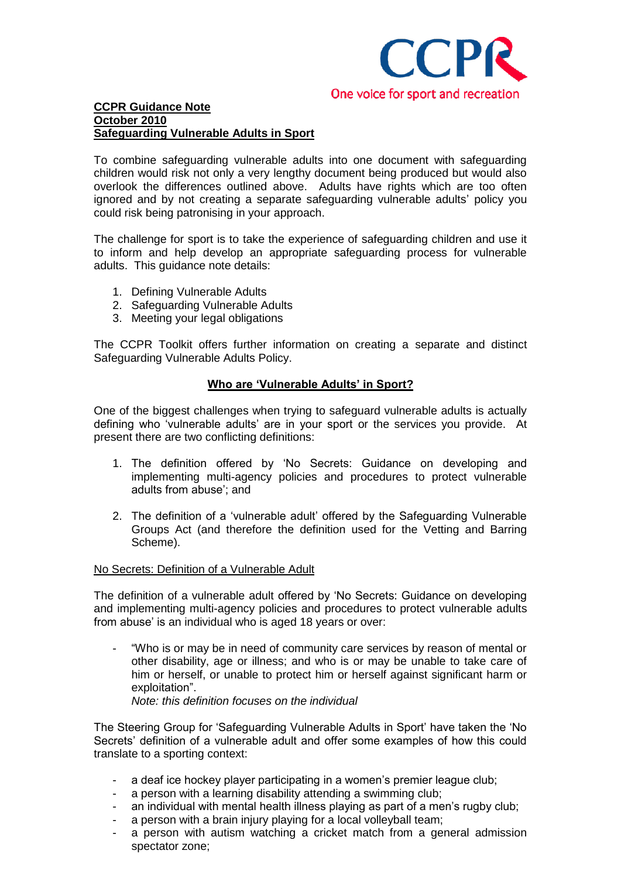**CCPR Guidance Note**
**October 2010**
**Safeguarding Vulnerable Adults in Sport**

To combine safeguarding vulnerable adults into one document with safeguarding children would risk not only a very lengthy document being produced but would also overlook the differences outlined above. Adults have rights which are too often ignored and by not creating a separate safeguarding vulnerable adults' policy you could risk being patronising in your approach.

The challenge for sport is to take the experience of safeguarding children and use it to inform and help develop an appropriate safeguarding process for vulnerable adults. This guidance note details:

1. Defining Vulnerable Adults
2. Safeguarding Vulnerable Adults
3. Meeting your legal obligations

The CCPR Toolkit offers further information on creating a separate and distinct Safeguarding Vulnerable Adults Policy.

## Who are 'Vulnerable Adults' in Sport?

One of the biggest challenges when trying to safeguard vulnerable adults is actually defining who 'vulnerable adults' are in your sport or the services you provide. At present there are two conflicting definitions:

1. The definition offered by 'No Secrets: Guidance on developing and implementing multi-agency policies and procedures to protect vulnerable adults from abuse'; and

2. The definition of a 'vulnerable adult' offered by the Safeguarding Vulnerable Groups Act (and therefore the definition used for the Vetting and Barring Scheme).

### No Secrets: Definition of a Vulnerable Adult

The definition of a vulnerable adult offered by 'No Secrets: Guidance on developing and implementing multi-agency policies and procedures to protect vulnerable adults from abuse' is an individual who is aged 18 years or over:

- "Who is or may be in need of community care services by reason of mental or other disability, age or illness; and who is or may be unable to take care of him or herself, or unable to protect him or herself against significant harm or exploitation".
  *Note: this definition focuses on the individual*

The Steering Group for 'Safeguarding Vulnerable Adults in Sport' have taken the 'No Secrets' definition of a vulnerable adult and offer some examples of how this could translate to a sporting context:

- a deaf ice hockey player participating in a women's premier league club;
- a person with a learning disability attending a swimming club;
- an individual with mental health illness playing as part of a men's rugby club;
- a person with a brain injury playing for a local volleyball team;
- a person with autism watching a cricket match from a general admission spectator zone;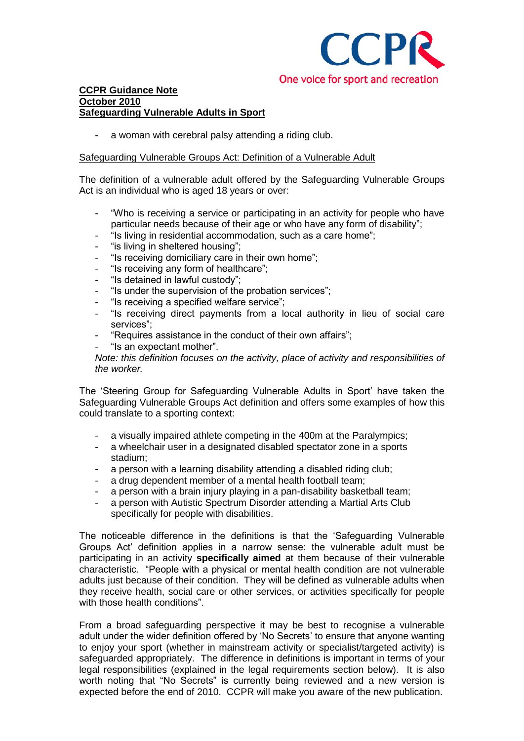**CCPR Guidance Note**
**October 2010**
**Safeguarding Vulnerable Adults in Sport**

- a woman with cerebral palsy attending a riding club.

Safeguarding Vulnerable Groups Act: Definition of a Vulnerable Adult

The definition of a vulnerable adult offered by the Safeguarding Vulnerable Groups Act is an individual who is aged 18 years or over:

- "Who is receiving a service or participating in an activity for people who have particular needs because of their age or who have any form of disability";
- "Is living in residential accommodation, such as a care home";
- "is living in sheltered housing";
- "Is receiving domiciliary care in their own home";
- "Is receiving any form of healthcare";
- "Is detained in lawful custody";
- "Is under the supervision of the probation services";
- "Is receiving a specified welfare service";
- "Is receiving direct payments from a local authority in lieu of social care services";
- "Requires assistance in the conduct of their own affairs";
- "Is an expectant mother".

*Note: this definition focuses on the activity, place of activity and responsibilities of the worker.*

The 'Steering Group for Safeguarding Vulnerable Adults in Sport' have taken the Safeguarding Vulnerable Groups Act definition and offers some examples of how this could translate to a sporting context:

- a visually impaired athlete competing in the 400m at the Paralympics;
- a wheelchair user in a designated disabled spectator zone in a sports stadium;
- a person with a learning disability attending a disabled riding club;
- a drug dependent member of a mental health football team;
- a person with a brain injury playing in a pan-disability basketball team;
- a person with Autistic Spectrum Disorder attending a Martial Arts Club specifically for people with disabilities.

The noticeable difference in the definitions is that the 'Safeguarding Vulnerable Groups Act' definition applies in a narrow sense: the vulnerable adult must be participating in an activity **specifically aimed** at them because of their vulnerable characteristic. "People with a physical or mental health condition are not vulnerable adults just because of their condition. They will be defined as vulnerable adults when they receive health, social care or other services, or activities specifically for people with those health conditions".

From a broad safeguarding perspective it may be best to recognise a vulnerable adult under the wider definition offered by 'No Secrets' to ensure that anyone wanting to enjoy your sport (whether in mainstream activity or specialist/targeted activity) is safeguarded appropriately. The difference in definitions is important in terms of your legal responsibilities (explained in the legal requirements section below). It is also worth noting that "No Secrets" is currently being reviewed and a new version is expected before the end of 2010. CCPR will make you aware of the new publication.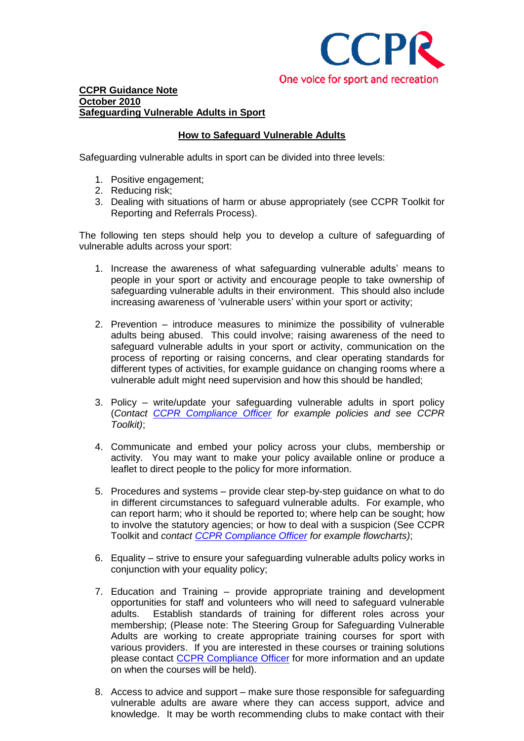CCPR

One voice for sport and recreation

**CCPR Guidance Note**
**October 2010**
**Safeguarding Vulnerable Adults in Sport**

## How to Safeguard Vulnerable Adults

Safeguarding vulnerable adults in sport can be divided into three levels:

1. Positive engagement;
2. Reducing risk;
3. Dealing with situations of harm or abuse appropriately (see CCPR Toolkit for Reporting and Referrals Process).

The following ten steps should help you to develop a culture of safeguarding of vulnerable adults across your sport:

1. Increase the awareness of what safeguarding vulnerable adults' means to people in your sport or activity and encourage people to take ownership of safeguarding vulnerable adults in their environment. This should also include increasing awareness of 'vulnerable users' within your sport or activity;

2. Prevention – introduce measures to minimize the possibility of vulnerable adults being abused. This could involve; raising awareness of the need to safeguard vulnerable adults in your sport or activity, communication on the process of reporting or raising concerns, and clear operating standards for different types of activities, for example guidance on changing rooms where a vulnerable adult might need supervision and how this should be handled;

3. Policy – write/update your safeguarding vulnerable adults in sport policy (*Contact CCPR Compliance Officer for example policies and see CCPR Toolkit)*;

4. Communicate and embed your policy across your clubs, membership or activity. You may want to make your policy available online or produce a leaflet to direct people to the policy for more information.

5. Procedures and systems – provide clear step-by-step guidance on what to do in different circumstances to safeguard vulnerable adults. For example, who can report harm; who it should be reported to; where help can be sought; how to involve the statutory agencies; or how to deal with a suspicion (See CCPR Toolkit and *contact CCPR Compliance Officer for example flowcharts)*;

6. Equality – strive to ensure your safeguarding vulnerable adults policy works in conjunction with your equality policy;

7. Education and Training – provide appropriate training and development opportunities for staff and volunteers who will need to safeguard vulnerable adults. Establish standards of training for different roles across your membership; (Please note: The Steering Group for Safeguarding Vulnerable Adults are working to create appropriate training courses for sport with various providers. If you are interested in these courses or training solutions please contact CCPR Compliance Officer for more information and an update on when the courses will be held).

8. Access to advice and support – make sure those responsible for safeguarding vulnerable adults are aware where they can access support, advice and knowledge. It may be worth recommending clubs to make contact with their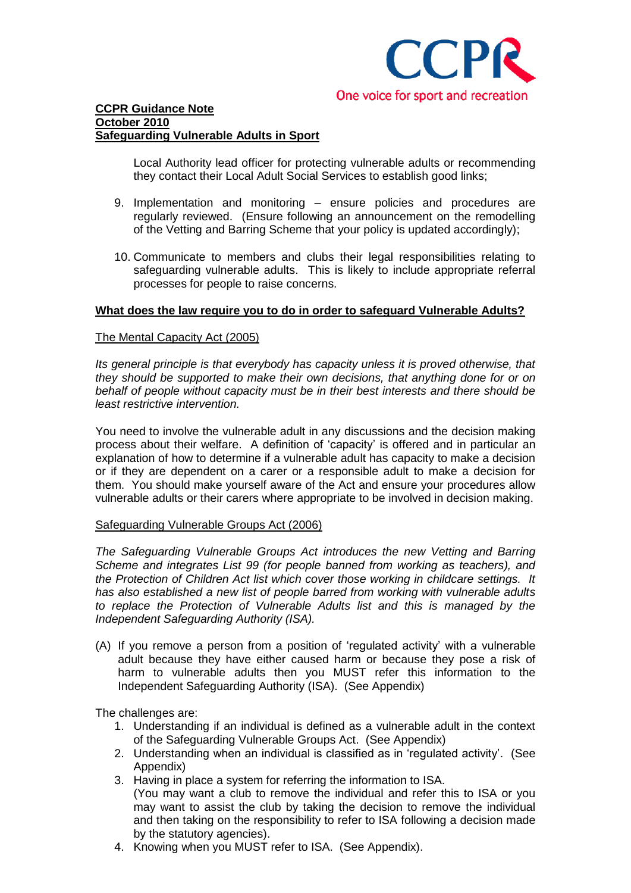**CCPR Guidance Note**
**October 2010**
**Safeguarding Vulnerable Adults in Sport**

Local Authority lead officer for protecting vulnerable adults or recommending they contact their Local Adult Social Services to establish good links;

9. Implementation and monitoring – ensure policies and procedures are regularly reviewed. (Ensure following an announcement on the remodelling of the Vetting and Barring Scheme that your policy is updated accordingly);

10. Communicate to members and clubs their legal responsibilities relating to safeguarding vulnerable adults. This is likely to include appropriate referral processes for people to raise concerns.

## What does the law require you to do in order to safeguard Vulnerable Adults?

### The Mental Capacity Act (2005)

*Its general principle is that everybody has capacity unless it is proved otherwise, that they should be supported to make their own decisions, that anything done for or on behalf of people without capacity must be in their best interests and there should be least restrictive intervention.*

You need to involve the vulnerable adult in any discussions and the decision making process about their welfare. A definition of 'capacity' is offered and in particular an explanation of how to determine if a vulnerable adult has capacity to make a decision or if they are dependent on a carer or a responsible adult to make a decision for them. You should make yourself aware of the Act and ensure your procedures allow vulnerable adults or their carers where appropriate to be involved in decision making.

### Safeguarding Vulnerable Groups Act (2006)

*The Safeguarding Vulnerable Groups Act introduces the new Vetting and Barring Scheme and integrates List 99 (for people banned from working as teachers), and the Protection of Children Act list which cover those working in childcare settings. It has also established a new list of people barred from working with vulnerable adults to replace the Protection of Vulnerable Adults list and this is managed by the Independent Safeguarding Authority (ISA).*

(A) If you remove a person from a position of 'regulated activity' with a vulnerable adult because they have either caused harm or because they pose a risk of harm to vulnerable adults then you MUST refer this information to the Independent Safeguarding Authority (ISA). (See Appendix)

The challenges are:

1. Understanding if an individual is defined as a vulnerable adult in the context of the Safeguarding Vulnerable Groups Act. (See Appendix)
2. Understanding when an individual is classified as in 'regulated activity'. (See Appendix)
3. Having in place a system for referring the information to ISA.
   (You may want a club to remove the individual and refer this to ISA or you may want to assist the club by taking the decision to remove the individual and then taking on the responsibility to refer to ISA following a decision made by the statutory agencies).
4. Knowing when you MUST refer to ISA. (See Appendix).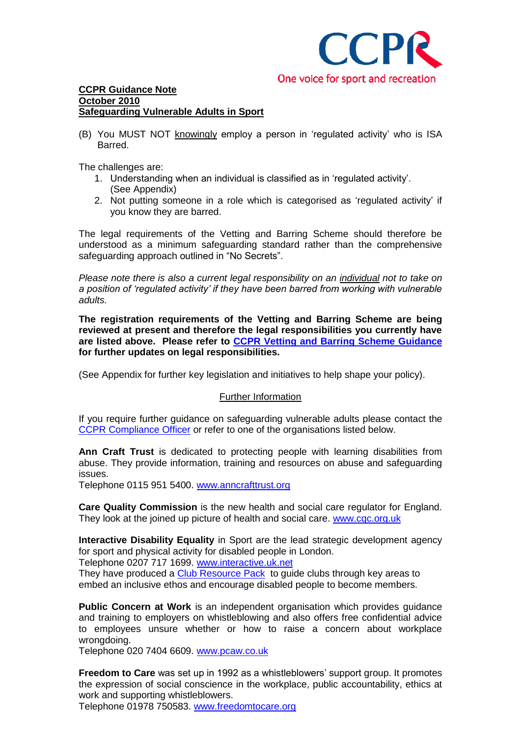**CCPR Guidance Note**
**October 2010**
**Safeguarding Vulnerable Adults in Sport**

(B) You MUST NOT knowingly employ a person in 'regulated activity' who is ISA Barred.

The challenges are:

1. Understanding when an individual is classified as in 'regulated activity'. (See Appendix)
2. Not putting someone in a role which is categorised as 'regulated activity' if you know they are barred.

The legal requirements of the Vetting and Barring Scheme should therefore be understood as a minimum safeguarding standard rather than the comprehensive safeguarding approach outlined in "No Secrets".

*Please note there is also a current legal responsibility on an individual not to take on a position of 'regulated activity' if they have been barred from working with vulnerable adults.*

**The registration requirements of the Vetting and Barring Scheme are being reviewed at present and therefore the legal responsibilities you currently have are listed above. Please refer to CCPR Vetting and Barring Scheme Guidance for further updates on legal responsibilities.**

(See Appendix for further key legislation and initiatives to help shape your policy).

## Further Information

If you require further guidance on safeguarding vulnerable adults please contact the CCPR Compliance Officer or refer to one of the organisations listed below.

**Ann Craft Trust** is dedicated to protecting people with learning disabilities from abuse. They provide information, training and resources on abuse and safeguarding issues.
Telephone 0115 951 5400. www.anncrafttrust.org

**Care Quality Commission** is the new health and social care regulator for England. They look at the joined up picture of health and social care. www.cqc.org.uk

**Interactive Disability Equality** in Sport are the lead strategic development agency for sport and physical activity for disabled people in London.
Telephone 0207 717 1699. www.interactive.uk.net
They have produced a Club Resource Pack to guide clubs through key areas to embed an inclusive ethos and encourage disabled people to become members.

**Public Concern at Work** is an independent organisation which provides guidance and training to employers on whistleblowing and also offers free confidential advice to employees unsure whether or how to raise a concern about workplace wrongdoing.
Telephone 020 7404 6609. www.pcaw.co.uk

**Freedom to Care** was set up in 1992 as a whistleblowers' support group. It promotes the expression of social conscience in the workplace, public accountability, ethics at work and supporting whistleblowers.
Telephone 01978 750583. www.freedomtocare.org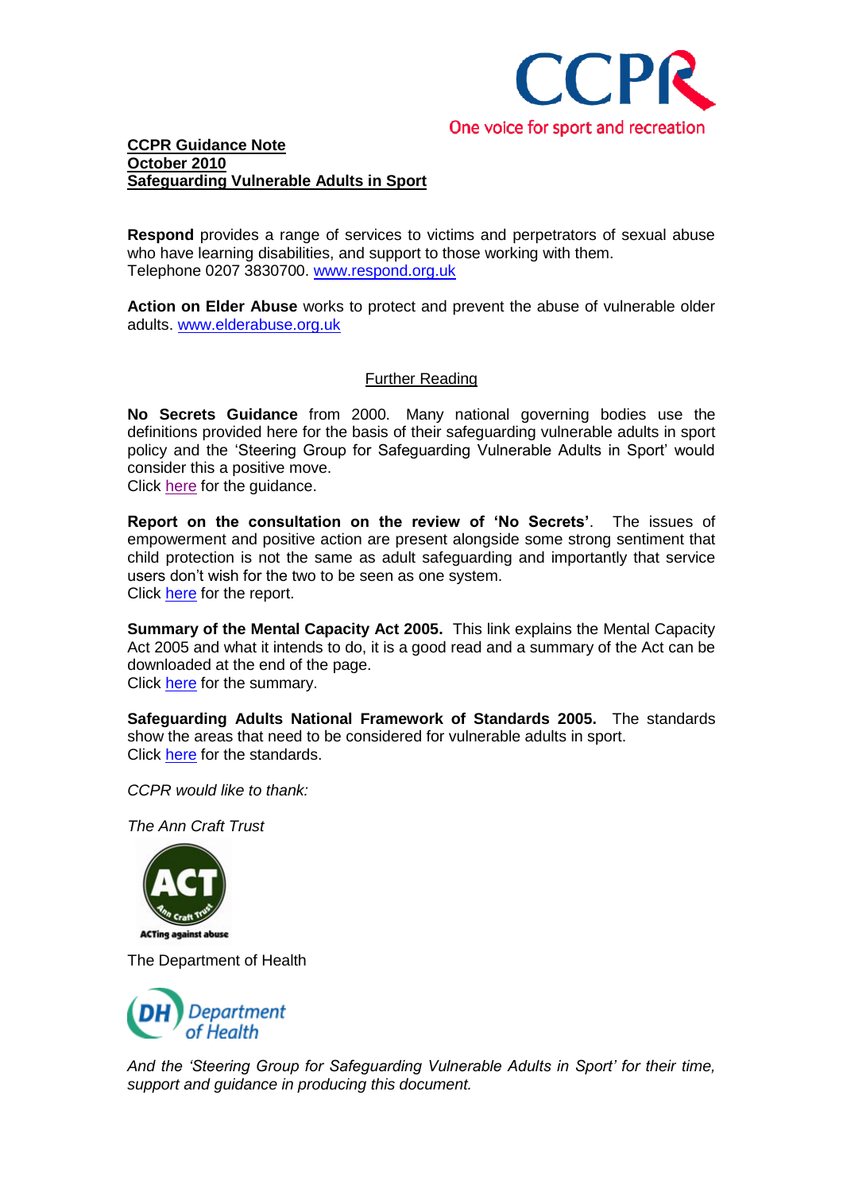**CCPR Guidance Note**
**October 2010**
**Safeguarding Vulnerable Adults in Sport**

**Respond** provides a range of services to victims and perpetrators of sexual abuse who have learning disabilities, and support to those working with them. Telephone 0207 3830700. www.respond.org.uk

**Action on Elder Abuse** works to protect and prevent the abuse of vulnerable older adults. www.elderabuse.org.uk

## Further Reading

**No Secrets Guidance** from 2000. Many national governing bodies use the definitions provided here for the basis of their safeguarding vulnerable adults in sport policy and the 'Steering Group for Safeguarding Vulnerable Adults in Sport' would consider this a positive move.
Click here for the guidance.

**Report on the consultation on the review of 'No Secrets'**. The issues of empowerment and positive action are present alongside some strong sentiment that child protection is not the same as adult safeguarding and importantly that service users don't wish for the two to be seen as one system.
Click here for the report.

**Summary of the Mental Capacity Act 2005.** This link explains the Mental Capacity Act 2005 and what it intends to do, it is a good read and a summary of the Act can be downloaded at the end of the page.
Click here for the summary.

**Safeguarding Adults National Framework of Standards 2005.** The standards show the areas that need to be considered for vulnerable adults in sport.
Click here for the standards.

*CCPR would like to thank:*

*The Ann Craft Trust*

The Department of Health

*And the 'Steering Group for Safeguarding Vulnerable Adults in Sport' for their time, support and guidance in producing this document.*